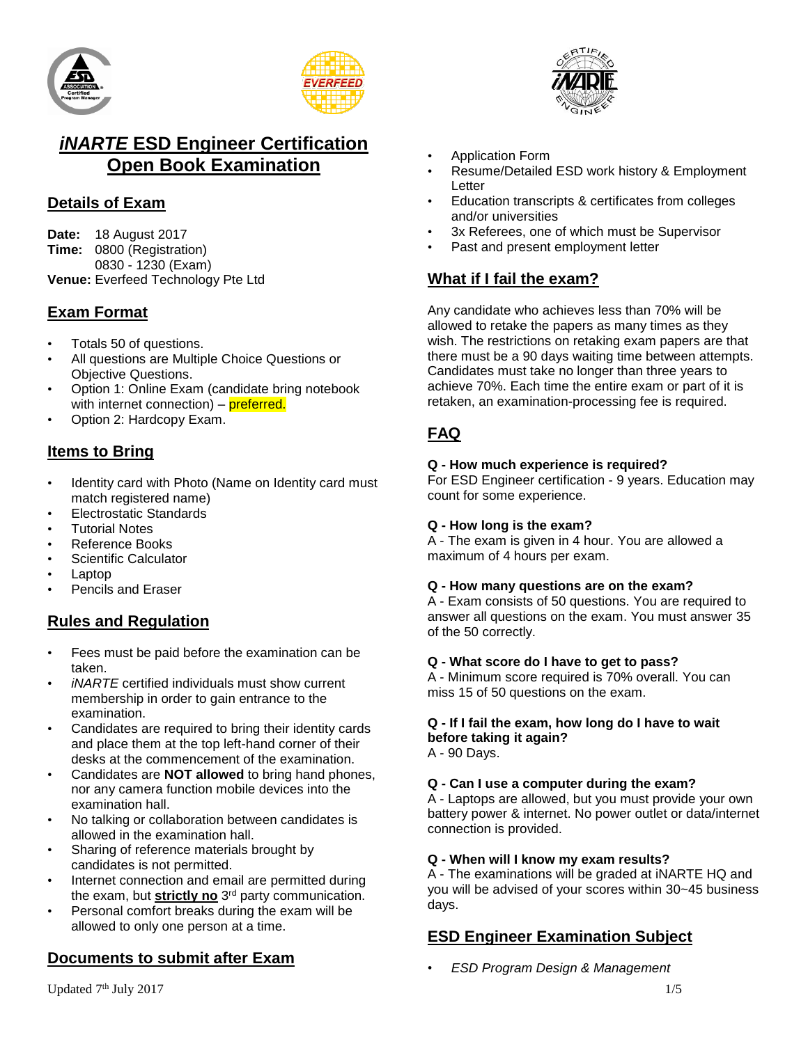# *iNARTE* ESD Engineer Certification Open Book Examination

## Details of Exam

**Date:** 18 August 2017
**Time:** 0800 (Registration)
0830 - 1230 (Exam)
**Venue:** Everfeed Technology Pte Ltd

## Exam Format

- Totals 50 of questions.
- All questions are Multiple Choice Questions or Objective Questions.
- Option 1: Online Exam (candidate bring notebook with internet connection) – preferred.
- Option 2: Hardcopy Exam.

## Items to Bring

- Identity card with Photo (Name on Identity card must match registered name)
- Electrostatic Standards
- Tutorial Notes
- Reference Books
- Scientific Calculator
- Laptop
- Pencils and Eraser

## Rules and Regulation

- Fees must be paid before the examination can be taken.
- *iNARTE* certified individuals must show current membership in order to gain entrance to the examination.
- Candidates are required to bring their identity cards and place them at the top left-hand corner of their desks at the commencement of the examination.
- Candidates are **NOT allowed** to bring hand phones, nor any camera function mobile devices into the examination hall.
- No talking or collaboration between candidates is allowed in the examination hall.
- Sharing of reference materials brought by candidates is not permitted.
- Internet connection and email are permitted during the exam, but **strictly no** 3rd party communication.
- Personal comfort breaks during the exam will be allowed to only one person at a time.

## Documents to submit after Exam

- Application Form
- Resume/Detailed ESD work history & Employment Letter
- Education transcripts & certificates from colleges and/or universities
- 3x Referees, one of which must be Supervisor
- Past and present employment letter

## What if I fail the exam?

Any candidate who achieves less than 70% will be allowed to retake the papers as many times as they wish. The restrictions on retaking exam papers are that there must be a 90 days waiting time between attempts. Candidates must take no longer than three years to achieve 70%. Each time the entire exam or part of it is retaken, an examination-processing fee is required.

## FAQ

**Q - How much experience is required?**
For ESD Engineer certification - 9 years. Education may count for some experience.

**Q - How long is the exam?**
A - The exam is given in 4 hour. You are allowed a maximum of 4 hours per exam.

**Q - How many questions are on the exam?**
A - Exam consists of 50 questions. You are required to answer all questions on the exam. You must answer 35 of the 50 correctly.

**Q - What score do I have to get to pass?**
A - Minimum score required is 70% overall. You can miss 15 of 50 questions on the exam.

**Q - If I fail the exam, how long do I have to wait before taking it again?**
A - 90 Days.

**Q - Can I use a computer during the exam?**
A - Laptops are allowed, but you must provide your own battery power & internet. No power outlet or data/internet connection is provided.

**Q - When will I know my exam results?**
A - The examinations will be graded at iNARTE HQ and you will be advised of your scores within 30~45 business days.

## ESD Engineer Examination Subject

- *ESD Program Design & Management*

Updated 7th July 2017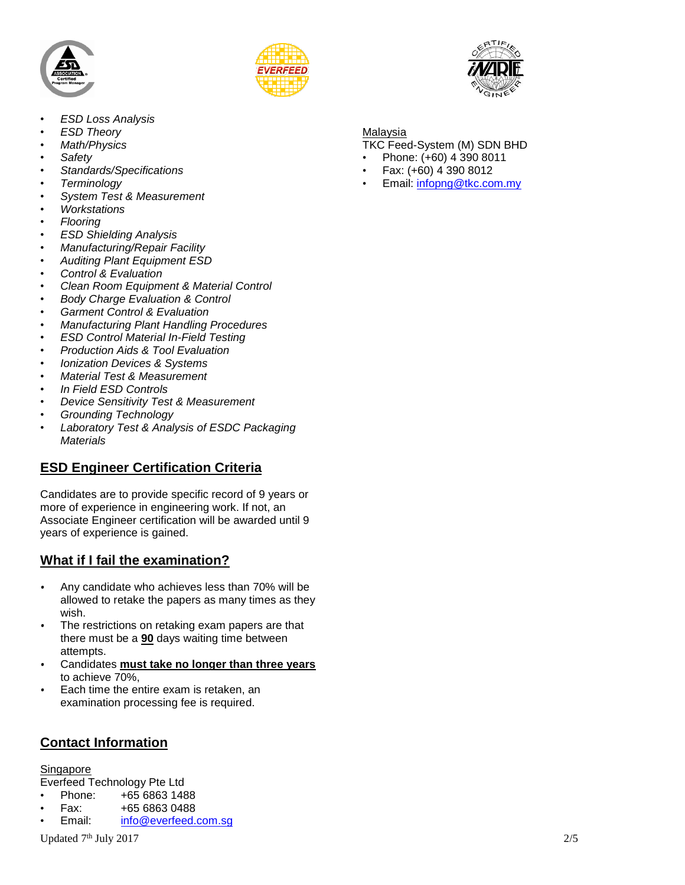- *ESD Loss Analysis*
- *ESD Theory*
- *Math/Physics*
- *Safety*
- *Standards/Specifications*
- *Terminology*
- *System Test & Measurement*
- *Workstations*
- *Flooring*
- *ESD Shielding Analysis*
- *Manufacturing/Repair Facility*
- *Auditing Plant Equipment ESD*
- *Control & Evaluation*
- *Clean Room Equipment & Material Control*
- *Body Charge Evaluation & Control*
- *Garment Control & Evaluation*
- *Manufacturing Plant Handling Procedures*
- *ESD Control Material In-Field Testing*
- *Production Aids & Tool Evaluation*
- *Ionization Devices & Systems*
- *Material Test & Measurement*
- *In Field ESD Controls*
- *Device Sensitivity Test & Measurement*
- *Grounding Technology*
- *Laboratory Test & Analysis of ESDC Packaging Materials*

## ESD Engineer Certification Criteria

Candidates are to provide specific record of 9 years or more of experience in engineering work. If not, an Associate Engineer certification will be awarded until 9 years of experience is gained.

## What if I fail the examination?

- Any candidate who achieves less than 70% will be allowed to retake the papers as many times as they wish.
- The restrictions on retaking exam papers are that there must be a **90** days waiting time between attempts.
- Candidates **must take no longer than three years** to achieve 70%,
- Each time the entire exam is retaken, an examination processing fee is required.

## Contact Information

Singapore

Everfeed Technology Pte Ltd

- Phone: +65 6863 1488
- Fax: +65 6863 0488
- Email: info@everfeed.com.sg

Malaysia

TKC Feed-System (M) SDN BHD

- Phone: (+60) 4 390 8011
- Fax: (+60) 4 390 8012
- Email: infopng@tkc.com.my

Updated 7th July 2017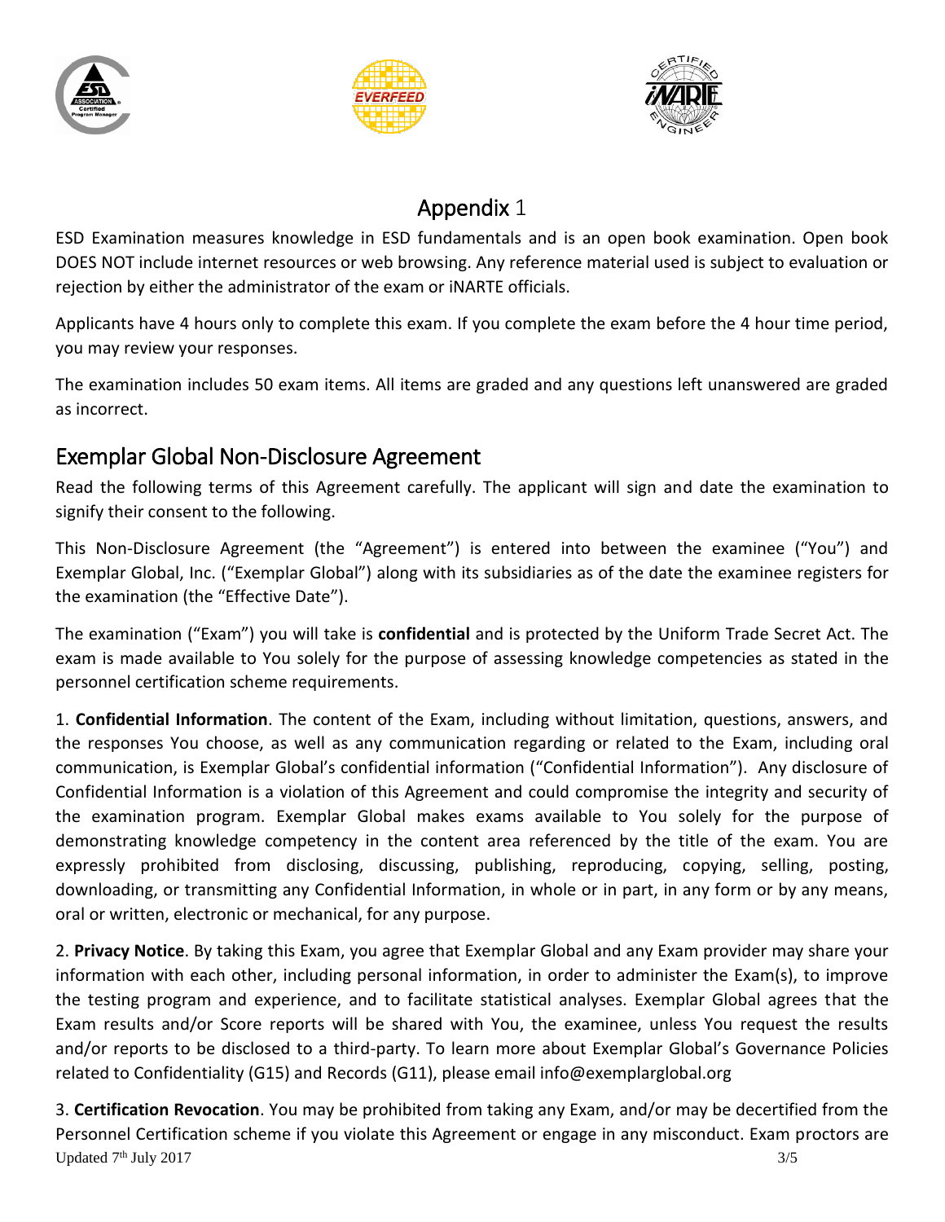# Appendix 1

ESD Examination measures knowledge in ESD fundamentals and is an open book examination. Open book DOES NOT include internet resources or web browsing. Any reference material used is subject to evaluation or rejection by either the administrator of the exam or iNARTE officials.

Applicants have 4 hours only to complete this exam. If you complete the exam before the 4 hour time period, you may review your responses.

The examination includes 50 exam items. All items are graded and any questions left unanswered are graded as incorrect.

## Exemplar Global Non-Disclosure Agreement

Read the following terms of this Agreement carefully. The applicant will sign and date the examination to signify their consent to the following.

This Non-Disclosure Agreement (the "Agreement") is entered into between the examinee ("You") and Exemplar Global, Inc. ("Exemplar Global") along with its subsidiaries as of the date the examinee registers for the examination (the "Effective Date").

The examination ("Exam") you will take is **confidential** and is protected by the Uniform Trade Secret Act. The exam is made available to You solely for the purpose of assessing knowledge competencies as stated in the personnel certification scheme requirements.

1. **Confidential Information**. The content of the Exam, including without limitation, questions, answers, and the responses You choose, as well as any communication regarding or related to the Exam, including oral communication, is Exemplar Global's confidential information ("Confidential Information"). Any disclosure of Confidential Information is a violation of this Agreement and could compromise the integrity and security of the examination program. Exemplar Global makes exams available to You solely for the purpose of demonstrating knowledge competency in the content area referenced by the title of the exam. You are expressly prohibited from disclosing, discussing, publishing, reproducing, copying, selling, posting, downloading, or transmitting any Confidential Information, in whole or in part, in any form or by any means, oral or written, electronic or mechanical, for any purpose.

2. **Privacy Notice**. By taking this Exam, you agree that Exemplar Global and any Exam provider may share your information with each other, including personal information, in order to administer the Exam(s), to improve the testing program and experience, and to facilitate statistical analyses. Exemplar Global agrees that the Exam results and/or Score reports will be shared with You, the examinee, unless You request the results and/or reports to be disclosed to a third-party. To learn more about Exemplar Global's Governance Policies related to Confidentiality (G15) and Records (G11), please email info@exemplarglobal.org

3. **Certification Revocation**. You may be prohibited from taking any Exam, and/or may be decertified from the Personnel Certification scheme if you violate this Agreement or engage in any misconduct. Exam proctors are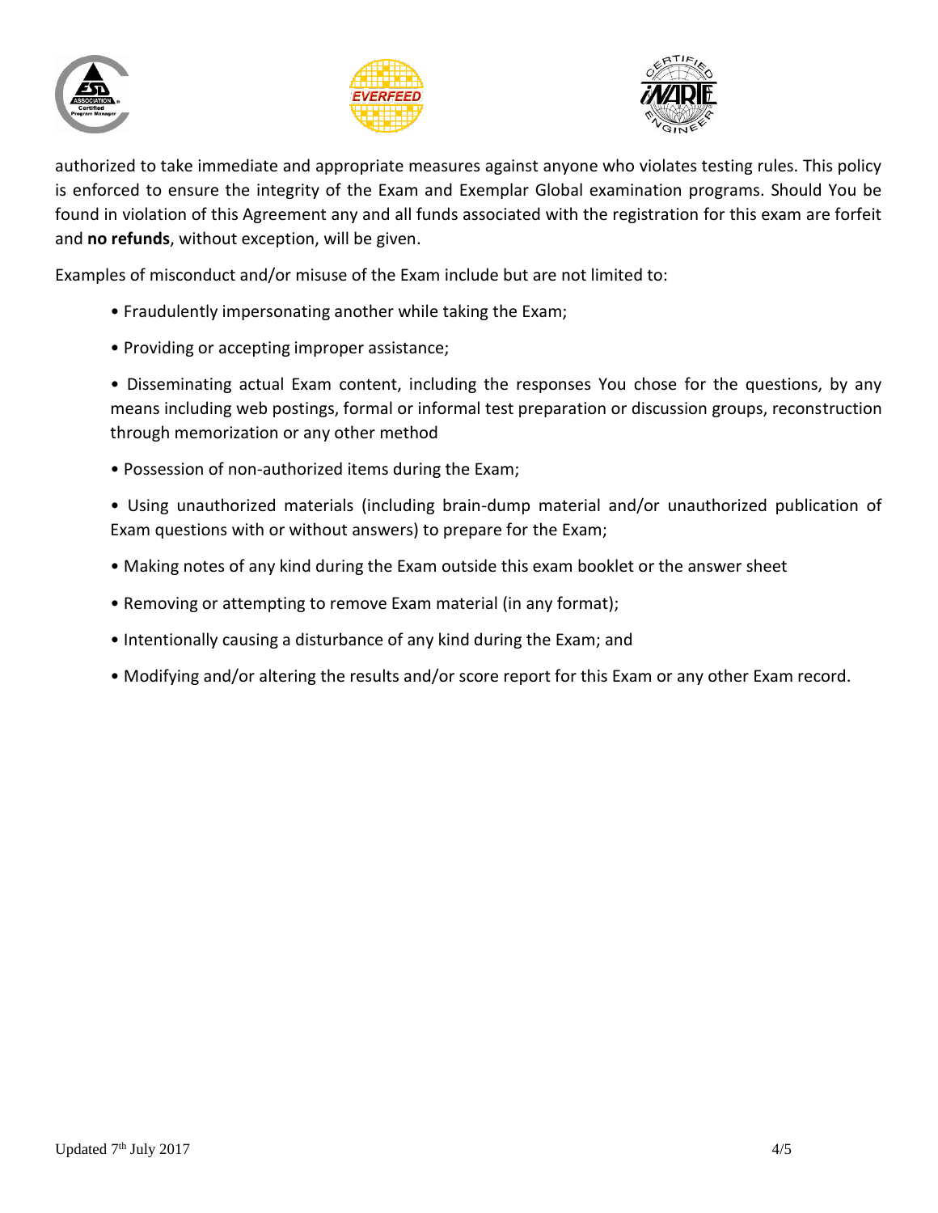authorized to take immediate and appropriate measures against anyone who violates testing rules. This policy is enforced to ensure the integrity of the Exam and Exemplar Global examination programs. Should You be found in violation of this Agreement any and all funds associated with the registration for this exam are forfeit and **no refunds**, without exception, will be given.

Examples of misconduct and/or misuse of the Exam include but are not limited to:

- Fraudulently impersonating another while taking the Exam;
- Providing or accepting improper assistance;
- Disseminating actual Exam content, including the responses You chose for the questions, by any means including web postings, formal or informal test preparation or discussion groups, reconstruction through memorization or any other method
- Possession of non-authorized items during the Exam;
- Using unauthorized materials (including brain-dump material and/or unauthorized publication of Exam questions with or without answers) to prepare for the Exam;
- Making notes of any kind during the Exam outside this exam booklet or the answer sheet
- Removing or attempting to remove Exam material (in any format);
- Intentionally causing a disturbance of any kind during the Exam; and
- Modifying and/or altering the results and/or score report for this Exam or any other Exam record.